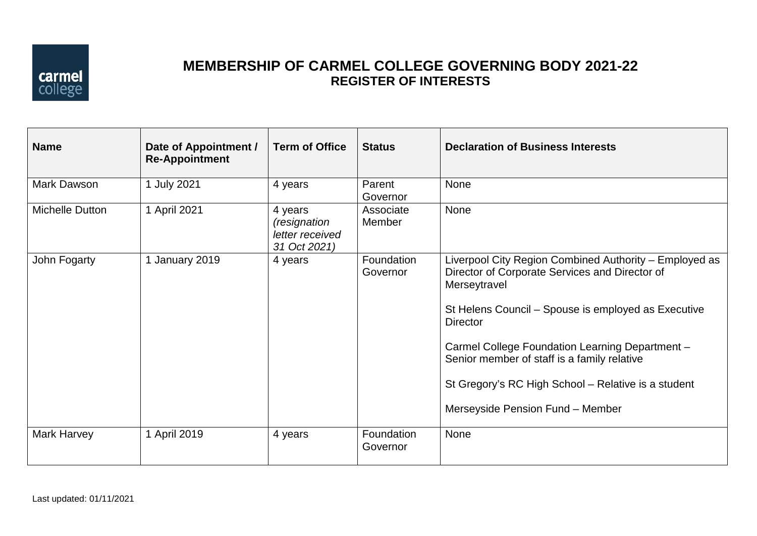# MEMBERSHIP OF CARMEL COLLEGE GOVERNING BODY 2021-22

## REGISTER OF INTERESTS

| Name | Date of Appointment / Re-Appointment | Term of Office | Status | Declaration of Business Interests |
|---|---|---|---|---|
| Mark Dawson | 1 July 2021 | 4 years | Parent Governor | None |
| Michelle Dutton | 1 April 2021 | 4 years *(resignation letter received 31 Oct 2021)* | Associate Member | None |
| John Fogarty | 1 January 2019 | 4 years | Foundation Governor | Liverpool City Region Combined Authority – Employed as Director of Corporate Services and Director of Merseytravel<br><br>St Helens Council – Spouse is employed as Executive Director<br><br>Carmel College Foundation Learning Department – Senior member of staff is a family relative<br><br>St Gregory's RC High School – Relative is a student<br><br>Merseyside Pension Fund – Member |
| Mark Harvey | 1 April 2019 | 4 years | Foundation Governor | None |

Last updated: 01/11/2021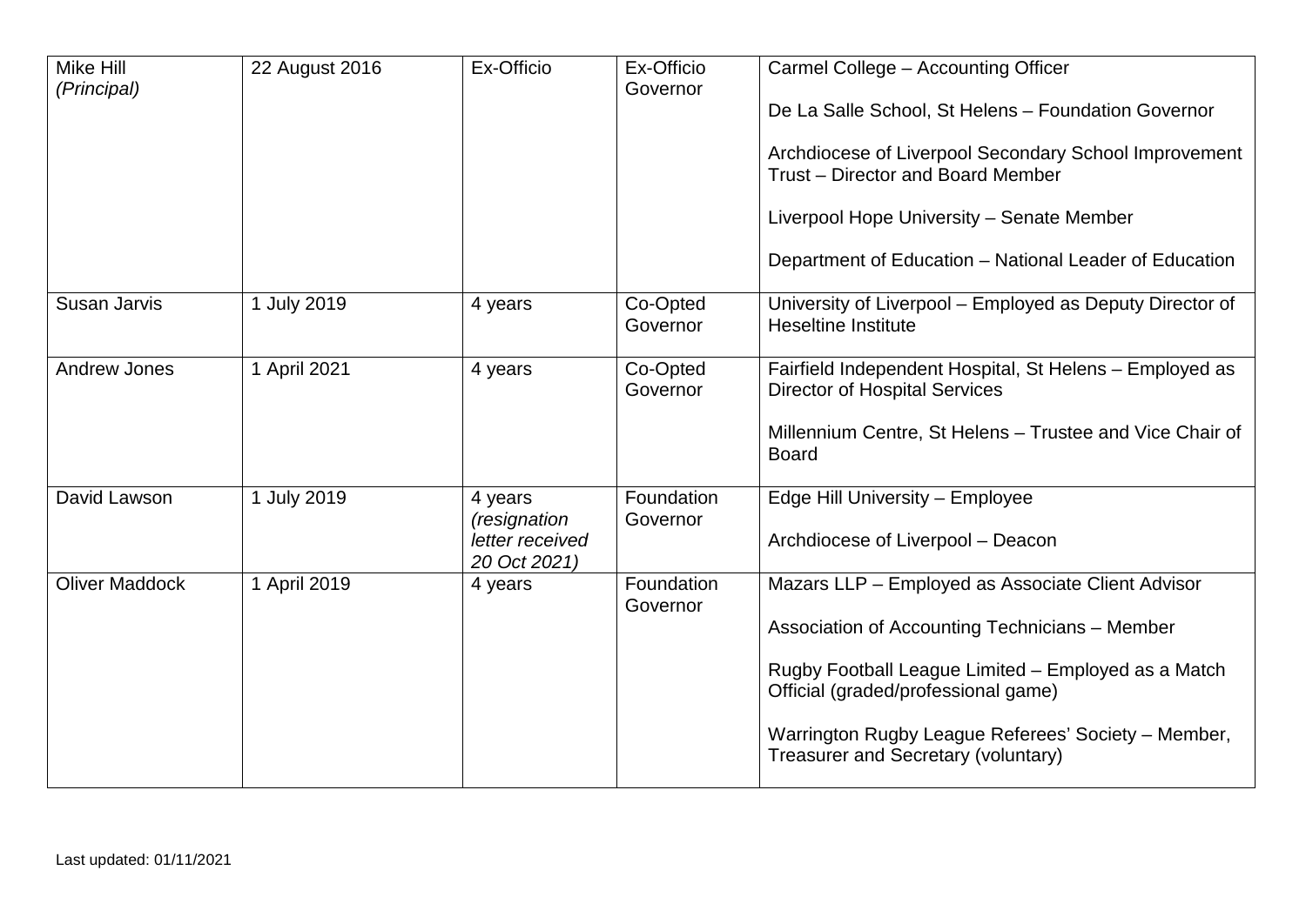| | | | | |
|---|---|---|---|---|
| Mike Hill *(Principal)* | 22 August 2016 | Ex-Officio | Ex-Officio Governor | Carmel College – Accounting Officer<br><br>De La Salle School, St Helens – Foundation Governor<br><br>Archdiocese of Liverpool Secondary School Improvement Trust – Director and Board Member<br><br>Liverpool Hope University – Senate Member<br><br>Department of Education – National Leader of Education |
| Susan Jarvis | 1 July 2019 | 4 years | Co-Opted Governor | University of Liverpool – Employed as Deputy Director of Heseltine Institute |
| Andrew Jones | 1 April 2021 | 4 years | Co-Opted Governor | Fairfield Independent Hospital, St Helens – Employed as Director of Hospital Services<br><br>Millennium Centre, St Helens – Trustee and Vice Chair of Board |
| David Lawson | 1 July 2019 | 4 years *(resignation letter received 20 Oct 2021)* | Foundation Governor | Edge Hill University – Employee<br><br>Archdiocese of Liverpool – Deacon |
| Oliver Maddock | 1 April 2019 | 4 years | Foundation Governor | Mazars LLP – Employed as Associate Client Advisor<br><br>Association of Accounting Technicians – Member<br><br>Rugby Football League Limited – Employed as a Match Official (graded/professional game)<br><br>Warrington Rugby League Referees' Society – Member, Treasurer and Secretary (voluntary) |

Last updated: 01/11/2021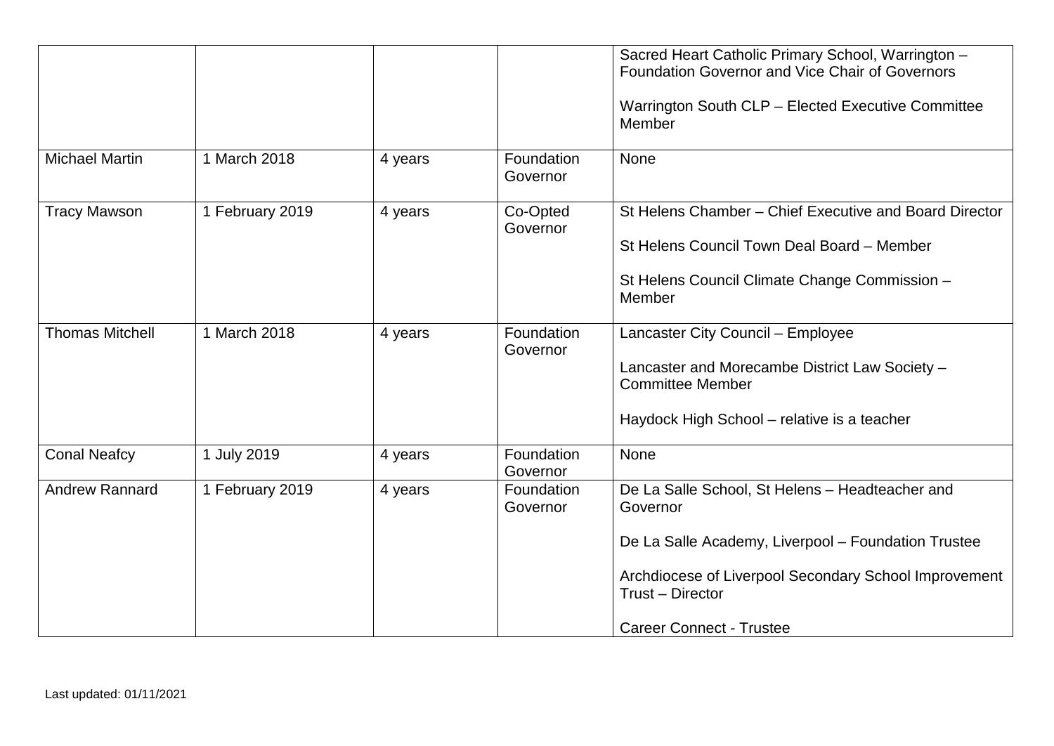| | | | | |
|---|---|---|---|---|
| | | | | Sacred Heart Catholic Primary School, Warrington – Foundation Governor and Vice Chair of Governors<br><br>Warrington South CLP – Elected Executive Committee Member |
| Michael Martin | 1 March 2018 | 4 years | Foundation Governor | None |
| Tracy Mawson | 1 February 2019 | 4 years | Co-Opted Governor | St Helens Chamber – Chief Executive and Board Director<br><br>St Helens Council Town Deal Board – Member<br><br>St Helens Council Climate Change Commission – Member |
| Thomas Mitchell | 1 March 2018 | 4 years | Foundation Governor | Lancaster City Council – Employee<br><br>Lancaster and Morecambe District Law Society – Committee Member<br><br>Haydock High School – relative is a teacher |
| Conal Neafcy | 1 July 2019 | 4 years | Foundation Governor | None |
| Andrew Rannard | 1 February 2019 | 4 years | Foundation Governor | De La Salle School, St Helens – Headteacher and Governor<br><br>De La Salle Academy, Liverpool – Foundation Trustee<br><br>Archdiocese of Liverpool Secondary School Improvement Trust – Director<br><br>Career Connect - Trustee |

Last updated: 01/11/2021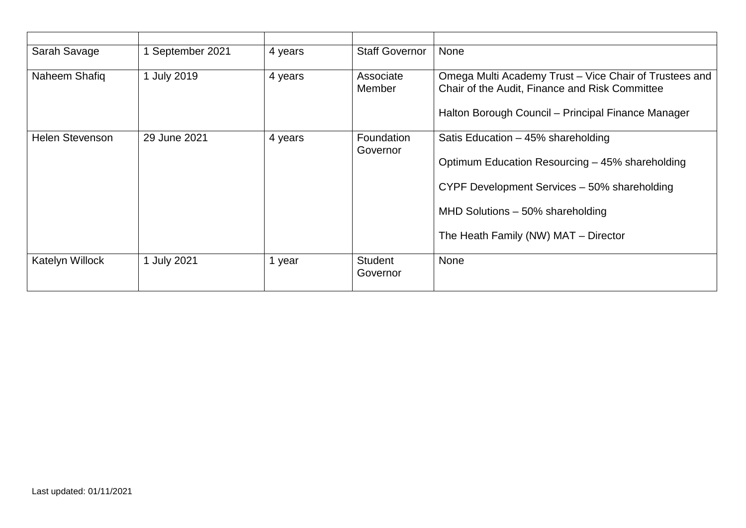| | | | | |
|---|---|---|---|---|
| Sarah Savage | 1 September 2021 | 4 years | Staff Governor | None |
| Naheem Shafiq | 1 July 2019 | 4 years | Associate Member | Omega Multi Academy Trust – Vice Chair of Trustees and Chair of the Audit, Finance and Risk Committee<br><br>Halton Borough Council – Principal Finance Manager |
| Helen Stevenson | 29 June 2021 | 4 years | Foundation Governor | Satis Education – 45% shareholding<br><br>Optimum Education Resourcing – 45% shareholding<br><br>CYPF Development Services – 50% shareholding<br><br>MHD Solutions – 50% shareholding<br><br>The Heath Family (NW) MAT – Director |
| Katelyn Willock | 1 July 2021 | 1 year | Student Governor | None |

Last updated: 01/11/2021